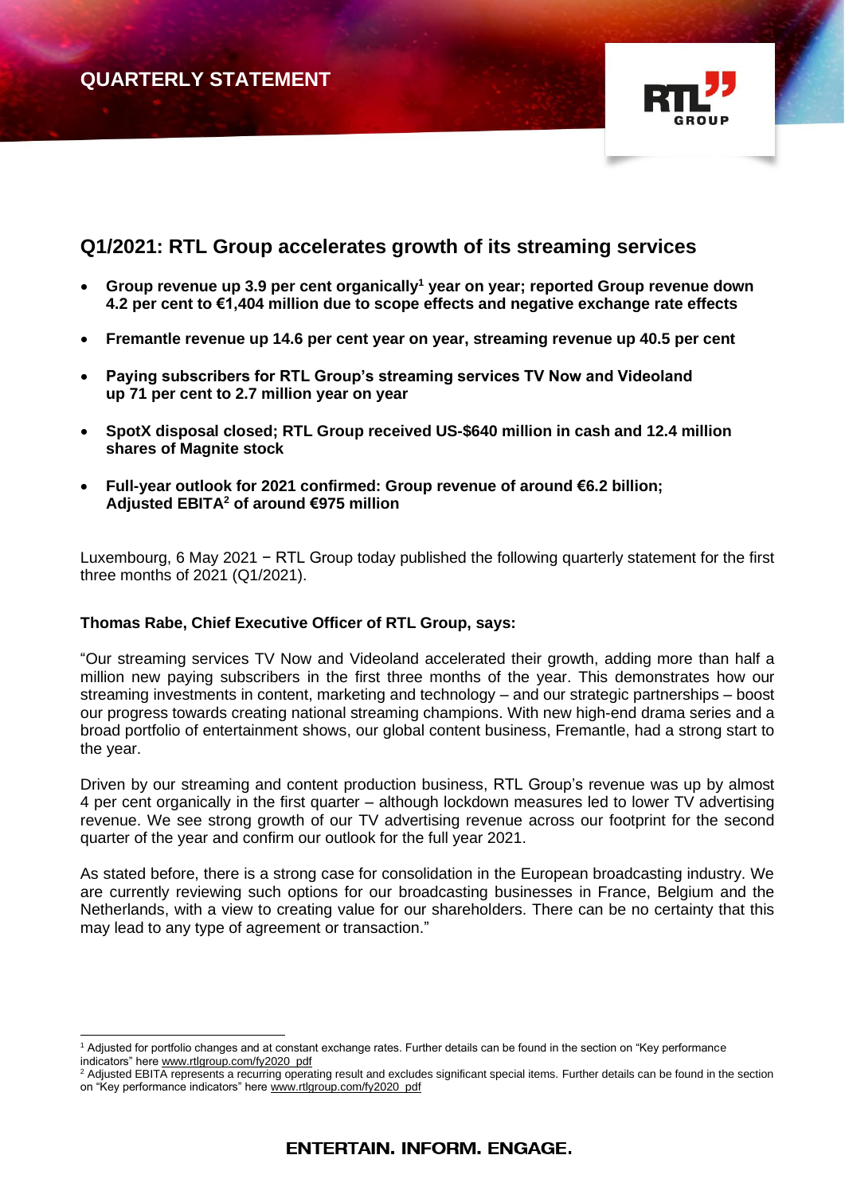QUARTERLY STATEMENT

# Q1/2021: RTL Group accelerates growth of its streaming services

- **Group revenue up 3.9 per cent organically[1] year on year; reported Group revenue down 4.2 per cent to €1,404 million due to scope effects and negative exchange rate effects**
- **Fremantle revenue up 14.6 per cent year on year, streaming revenue up 40.5 per cent**
- **Paying subscribers for RTL Group's streaming services TV Now and Videoland up 71 per cent to 2.7 million year on year**
- **SpotX disposal closed; RTL Group received US-$640 million in cash and 12.4 million shares of Magnite stock**
- **Full-year outlook for 2021 confirmed: Group revenue of around €6.2 billion; Adjusted EBITA[2] of around €975 million**

Luxembourg, 6 May 2021 − RTL Group today published the following quarterly statement for the first three months of 2021 (Q1/2021).

**Thomas Rabe, Chief Executive Officer of RTL Group, says:**

"Our streaming services TV Now and Videoland accelerated their growth, adding more than half a million new paying subscribers in the first three months of the year. This demonstrates how our streaming investments in content, marketing and technology – and our strategic partnerships – boost our progress towards creating national streaming champions. With new high-end drama series and a broad portfolio of entertainment shows, our global content business, Fremantle, had a strong start to the year.

Driven by our streaming and content production business, RTL Group's revenue was up by almost 4 per cent organically in the first quarter – although lockdown measures led to lower TV advertising revenue. We see strong growth of our TV advertising revenue across our footprint for the second quarter of the year and confirm our outlook for the full year 2021.

As stated before, there is a strong case for consolidation in the European broadcasting industry. We are currently reviewing such options for our broadcasting businesses in France, Belgium and the Netherlands, with a view to creating value for our shareholders. There can be no certainty that this may lead to any type of agreement or transaction."

---

[1] Adjusted for portfolio changes and at constant exchange rates. Further details can be found in the section on "Key performance indicators" here www.rtlgroup.com/fy2020_pdf

[2] Adjusted EBITA represents a recurring operating result and excludes significant special items. Further details can be found in the section on "Key performance indicators" here www.rtlgroup.com/fy2020_pdf

**ENTERTAIN. INFORM. ENGAGE.**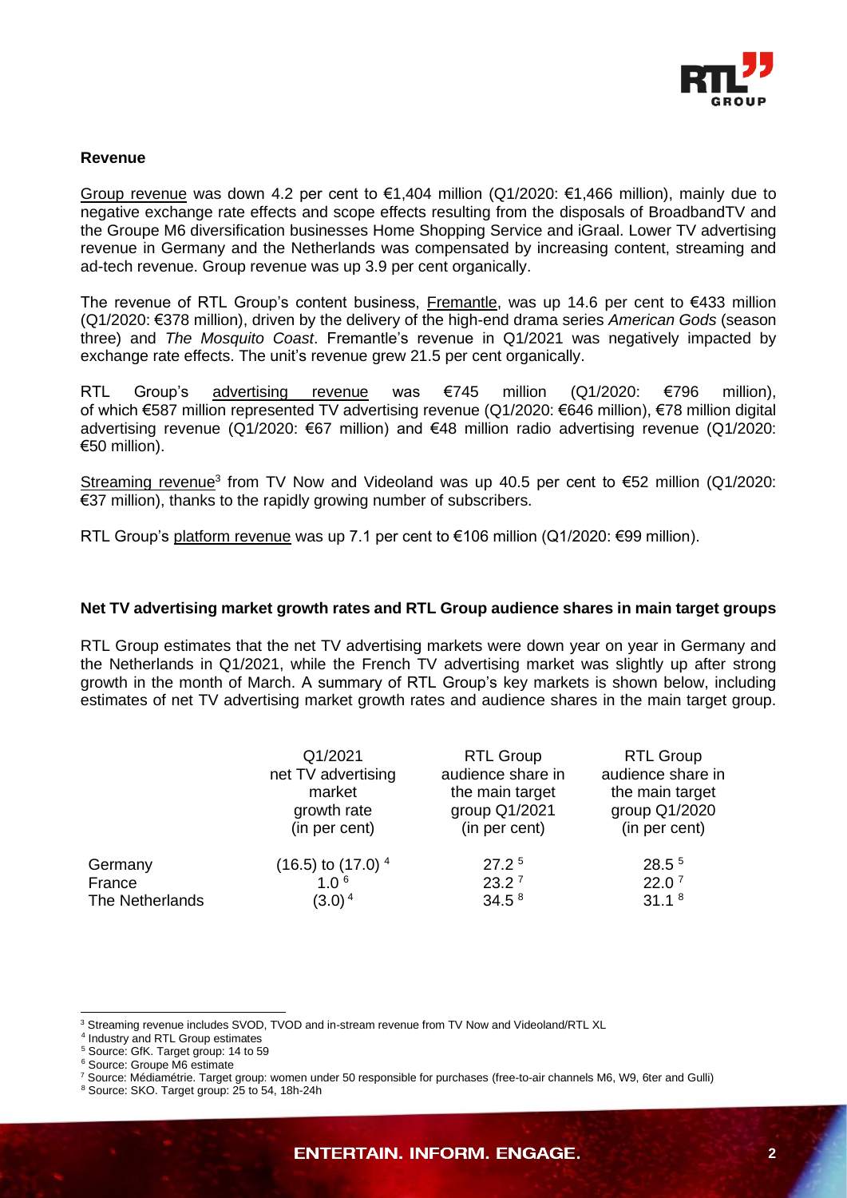**Revenue**

Group revenue was down 4.2 per cent to €1,404 million (Q1/2020: €1,466 million), mainly due to negative exchange rate effects and scope effects resulting from the disposals of BroadbandTV and the Groupe M6 diversification businesses Home Shopping Service and iGraal. Lower TV advertising revenue in Germany and the Netherlands was compensated by increasing content, streaming and ad-tech revenue. Group revenue was up 3.9 per cent organically.

The revenue of RTL Group's content business, Fremantle, was up 14.6 per cent to €433 million (Q1/2020: €378 million), driven by the delivery of the high-end drama series *American Gods* (season three) and *The Mosquito Coast*. Fremantle's revenue in Q1/2021 was negatively impacted by exchange rate effects. The unit's revenue grew 21.5 per cent organically.

RTL Group's advertising revenue was €745 million (Q1/2020: €796 million), of which €587 million represented TV advertising revenue (Q1/2020: €646 million), €78 million digital advertising revenue (Q1/2020: €67 million) and €48 million radio advertising revenue (Q1/2020: €50 million).

Streaming revenue[3] from TV Now and Videoland was up 40.5 per cent to €52 million (Q1/2020: €37 million), thanks to the rapidly growing number of subscribers.

RTL Group's platform revenue was up 7.1 per cent to €106 million (Q1/2020: €99 million).

**Net TV advertising market growth rates and RTL Group audience shares in main target groups**

RTL Group estimates that the net TV advertising markets were down year on year in Germany and the Netherlands in Q1/2021, while the French TV advertising market was slightly up after strong growth in the month of March. A summary of RTL Group's key markets is shown below, including estimates of net TV advertising market growth rates and audience shares in the main target group.

| | Q1/2021 net TV advertising market growth rate (in per cent) | RTL Group audience share in the main target group Q1/2021 (in per cent) | RTL Group audience share in the main target group Q1/2020 (in per cent) |
|---|---|---|---|
| Germany | (16.5) to (17.0) [4] | 27.2 [5] | 28.5 [5] |
| France | 1.0 [6] | 23.2 [7] | 22.0 [7] |
| The Netherlands | (3.0) [4] | 34.5 [8] | 31.1 [8] |

[3] Streaming revenue includes SVOD, TVOD and in-stream revenue from TV Now and Videoland/RTL XL

[4] Industry and RTL Group estimates

[5] Source: GfK. Target group: 14 to 59

[6] Source: Groupe M6 estimate

[7] Source: Médiamétrie. Target group: women under 50 responsible for purchases (free-to-air channels M6, W9, 6ter and Gulli)

[8] Source: SKO. Target group: 25 to 54, 18h-24h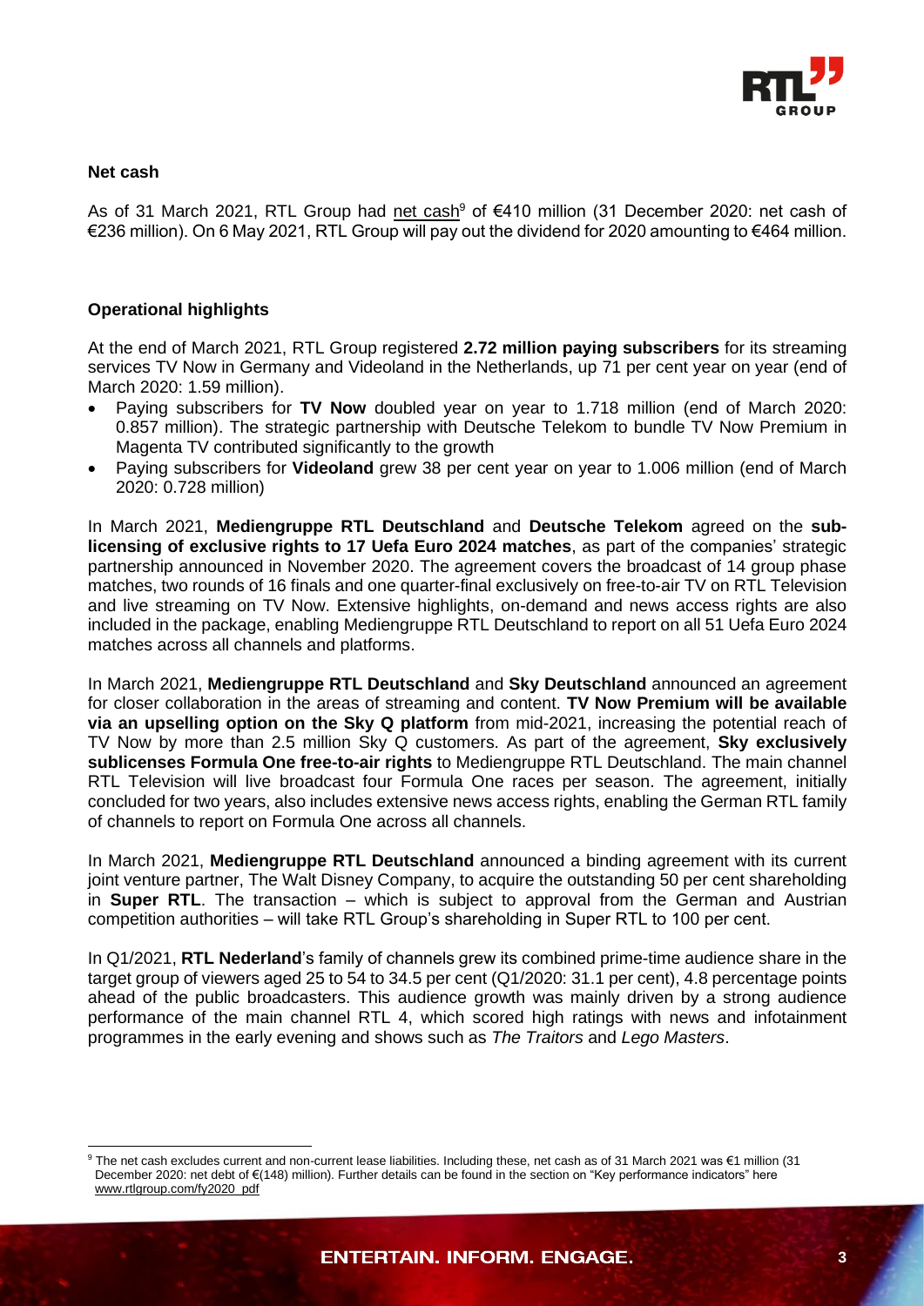## Net cash

As of 31 March 2021, RTL Group had net cash[9] of €410 million (31 December 2020: net cash of €236 million). On 6 May 2021, RTL Group will pay out the dividend for 2020 amounting to €464 million.

## Operational highlights

At the end of March 2021, RTL Group registered **2.72 million paying subscribers** for its streaming services TV Now in Germany and Videoland in the Netherlands, up 71 per cent year on year (end of March 2020: 1.59 million).

- Paying subscribers for **TV Now** doubled year on year to 1.718 million (end of March 2020: 0.857 million). The strategic partnership with Deutsche Telekom to bundle TV Now Premium in Magenta TV contributed significantly to the growth
- Paying subscribers for **Videoland** grew 38 per cent year on year to 1.006 million (end of March 2020: 0.728 million)

In March 2021, **Mediengruppe RTL Deutschland** and **Deutsche Telekom** agreed on the **sub-licensing of exclusive rights to 17 Uefa Euro 2024 matches**, as part of the companies' strategic partnership announced in November 2020. The agreement covers the broadcast of 14 group phase matches, two rounds of 16 finals and one quarter-final exclusively on free-to-air TV on RTL Television and live streaming on TV Now. Extensive highlights, on-demand and news access rights are also included in the package, enabling Mediengruppe RTL Deutschland to report on all 51 Uefa Euro 2024 matches across all channels and platforms.

In March 2021, **Mediengruppe RTL Deutschland** and **Sky Deutschland** announced an agreement for closer collaboration in the areas of streaming and content. **TV Now Premium will be available via an upselling option on the Sky Q platform** from mid-2021, increasing the potential reach of TV Now by more than 2.5 million Sky Q customers. As part of the agreement, **Sky exclusively sublicenses Formula One free-to-air rights** to Mediengruppe RTL Deutschland. The main channel RTL Television will live broadcast four Formula One races per season. The agreement, initially concluded for two years, also includes extensive news access rights, enabling the German RTL family of channels to report on Formula One across all channels.

In March 2021, **Mediengruppe RTL Deutschland** announced a binding agreement with its current joint venture partner, The Walt Disney Company, to acquire the outstanding 50 per cent shareholding in **Super RTL**. The transaction – which is subject to approval from the German and Austrian competition authorities – will take RTL Group's shareholding in Super RTL to 100 per cent.

In Q1/2021, **RTL Nederland**'s family of channels grew its combined prime-time audience share in the target group of viewers aged 25 to 54 to 34.5 per cent (Q1/2020: 31.1 per cent), 4.8 percentage points ahead of the public broadcasters. This audience growth was mainly driven by a strong audience performance of the main channel RTL 4, which scored high ratings with news and infotainment programmes in the early evening and shows such as *The Traitors* and *Lego Masters*.

[9] The net cash excludes current and non-current lease liabilities. Including these, net cash as of 31 March 2021 was €1 million (31 December 2020: net debt of €(148) million). Further details can be found in the section on "Key performance indicators" here www.rtlgroup.com/fy2020_pdf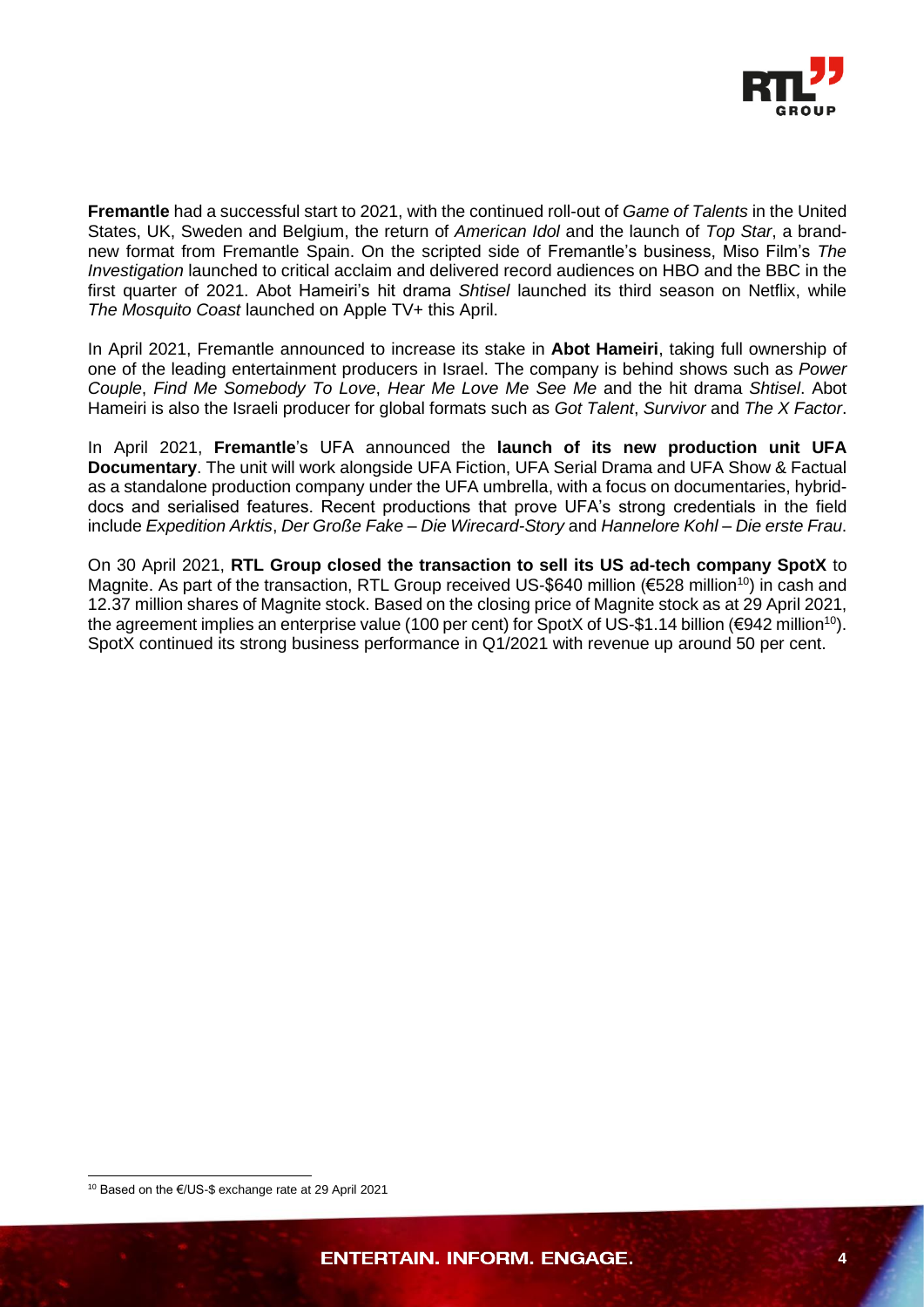**Fremantle** had a successful start to 2021, with the continued roll-out of *Game of Talents* in the United States, UK, Sweden and Belgium, the return of *American Idol* and the launch of *Top Star*, a brand-new format from Fremantle Spain. On the scripted side of Fremantle's business, Miso Film's *The Investigation* launched to critical acclaim and delivered record audiences on HBO and the BBC in the first quarter of 2021. Abot Hameiri's hit drama *Shtisel* launched its third season on Netflix, while *The Mosquito Coast* launched on Apple TV+ this April.

In April 2021, Fremantle announced to increase its stake in **Abot Hameiri**, taking full ownership of one of the leading entertainment producers in Israel. The company is behind shows such as *Power Couple*, *Find Me Somebody To Love*, *Hear Me Love Me See Me* and the hit drama *Shtisel*. Abot Hameiri is also the Israeli producer for global formats such as *Got Talent*, *Survivor* and *The X Factor*.

In April 2021, **Fremantle**'s UFA announced the **launch of its new production unit UFA Documentary**. The unit will work alongside UFA Fiction, UFA Serial Drama and UFA Show & Factual as a standalone production company under the UFA umbrella, with a focus on documentaries, hybrid-docs and serialised features. Recent productions that prove UFA's strong credentials in the field include *Expedition Arktis*, *Der Große Fake – Die Wirecard-Story* and *Hannelore Kohl – Die erste Frau*.

On 30 April 2021, **RTL Group closed the transaction to sell its US ad-tech company SpotX** to Magnite. As part of the transaction, RTL Group received US-$640 million (€528 million[10]) in cash and 12.37 million shares of Magnite stock. Based on the closing price of Magnite stock as at 29 April 2021, the agreement implies an enterprise value (100 per cent) for SpotX of US-$1.14 billion (€942 million[10]). SpotX continued its strong business performance in Q1/2021 with revenue up around 50 per cent.

---

[10] Based on the €/US-$ exchange rate at 29 April 2021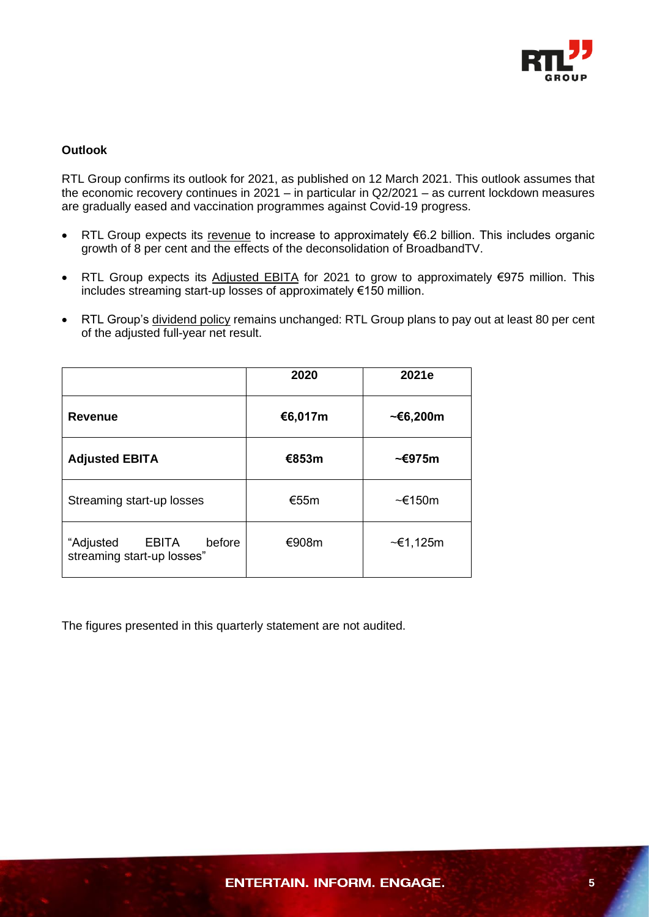**Outlook**

RTL Group confirms its outlook for 2021, as published on 12 March 2021. This outlook assumes that the economic recovery continues in 2021 – in particular in Q2/2021 – as current lockdown measures are gradually eased and vaccination programmes against Covid-19 progress.

- RTL Group expects its revenue to increase to approximately €6.2 billion. This includes organic growth of 8 per cent and the effects of the deconsolidation of BroadbandTV.
- RTL Group expects its Adjusted EBITA for 2021 to grow to approximately €975 million. This includes streaming start-up losses of approximately €150 million.
- RTL Group's dividend policy remains unchanged: RTL Group plans to pay out at least 80 per cent of the adjusted full-year net result.

| | 2020 | 2021e |
|---|---|---|
| **Revenue** | **€6,017m** | **~€6,200m** |
| **Adjusted EBITA** | **€853m** | **~€975m** |
| Streaming start-up losses | €55m | ~€150m |
| "Adjusted EBITA before streaming start-up losses" | €908m | ~€1,125m |

The figures presented in this quarterly statement are not audited.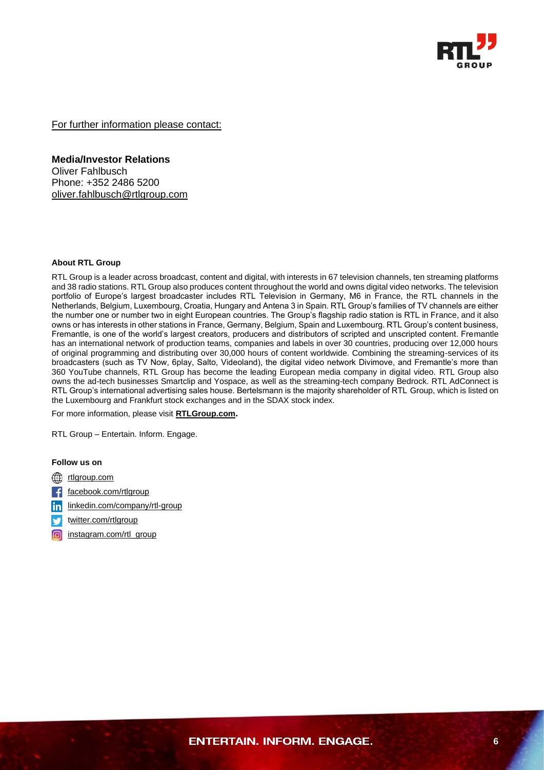For further information please contact:

**Media/Investor Relations**
Oliver Fahlbusch
Phone: +352 2486 5200
oliver.fahlbusch@rtlgroup.com

**About RTL Group**

RTL Group is a leader across broadcast, content and digital, with interests in 67 television channels, ten streaming platforms and 38 radio stations. RTL Group also produces content throughout the world and owns digital video networks. The television portfolio of Europe's largest broadcaster includes RTL Television in Germany, M6 in France, the RTL channels in the Netherlands, Belgium, Luxembourg, Croatia, Hungary and Antena 3 in Spain. RTL Group's families of TV channels are either the number one or number two in eight European countries. The Group's flagship radio station is RTL in France, and it also owns or has interests in other stations in France, Germany, Belgium, Spain and Luxembourg. RTL Group's content business, Fremantle, is one of the world's largest creators, producers and distributors of scripted and unscripted content. Fremantle has an international network of production teams, companies and labels in over 30 countries, producing over 12,000 hours of original programming and distributing over 30,000 hours of content worldwide. Combining the streaming-services of its broadcasters (such as TV Now, 6play, Salto, Videoland), the digital video network Divimove, and Fremantle's more than 360 YouTube channels, RTL Group has become the leading European media company in digital video. RTL Group also owns the ad-tech businesses Smartclip and Yospace, as well as the streaming-tech company Bedrock. RTL AdConnect is RTL Group's international advertising sales house. Bertelsmann is the majority shareholder of RTL Group, which is listed on the Luxembourg and Frankfurt stock exchanges and in the SDAX stock index.

For more information, please visit **RTLGroup.com.**

RTL Group – Entertain. Inform. Engage.

**Follow us on**

- rtlgroup.com
- facebook.com/rtlgroup
- linkedin.com/company/rtl-group
- twitter.com/rtlgroup
- instagram.com/rtl_group